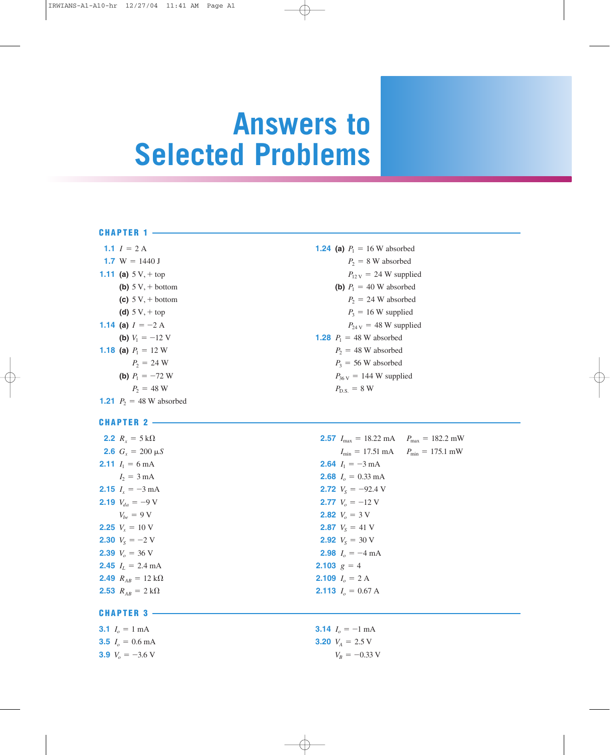# Answers to Selected Problems

## CHAPTER 1

**1.1** $I = 2$ A

**1.7** W = 1440 J

**1.11** **(a)** 5 V, + top
**(b)** 5 V, + bottom
**(c)** 5 V, + bottom
**(d)** 5 V, + top

**1.14** **(a)** $I = -2$ A
**(b)** $V_1 = -12$ V

**1.18** **(a)** $P_1 = 12$ W
$P_2 = 24$ W
**(b)** $P_1 = -72$ W
$P_2 = 48$ W

**1.21** $P_2 = 48$ W absorbed

**1.24** **(a)** $P_1 = 16$ W absorbed
$P_2 = 8$ W absorbed
$P_{12\text{ V}} = 24$ W supplied
**(b)** $P_1 = 40$ W absorbed
$P_2 = 24$ W absorbed
$P_3 = 16$ W supplied
$P_{24\text{ V}} = 48$ W supplied

**1.28** $P_1 = 48$ W absorbed
$P_2 = 48$ W absorbed
$P_3 = 56$ W absorbed
$P_{36\text{ V}} = 144$ W supplied
$P_{\text{D.S.}} = 8$ W

## CHAPTER 2

**2.2** $R_x = 5$ kΩ

**2.6** $G_x = 200\ \mu S$

**2.11** $I_1 = 6$ mA
$I_2 = 3$ mA

**2.15** $I_x = -3$ mA

**2.19** $V_{da} = -9$ V
$V_{be} = 9$ V

**2.25** $V_x = 10$ V

**2.30** $V_S = -2$ V

**2.39** $V_o = 36$ V

**2.45** $I_L = 2.4$ mA

**2.49** $R_{AB} = 12$ kΩ

**2.53** $R_{AB} = 2$ kΩ

**2.57** $I_{\max} = 18.22$ mA   $P_{\max} = 182.2$ mW
$I_{\min} = 17.51$ mA   $P_{\min} = 175.1$ mW

**2.64** $I_1 = -3$ mA

**2.68** $I_o = 0.33$ mA

**2.72** $V_S = -92.4$ V

**2.77** $V_o = -12$ V

**2.82** $V_o = 3$ V

**2.87** $V_S = 41$ V

**2.92** $V_S = 30$ V

**2.98** $I_o = -4$ mA

**2.103** $g = 4$

**2.109** $I_o = 2$ A

**2.113** $I_o = 0.67$ A

## CHAPTER 3

**3.1** $I_o = 1$ mA

**3.5** $I_o = 0.6$ mA

**3.9** $V_o = -3.6$ V

**3.14** $I_o = -1$ mA

**3.20** $V_A = 2.5$ V
$V_B = -0.33$ V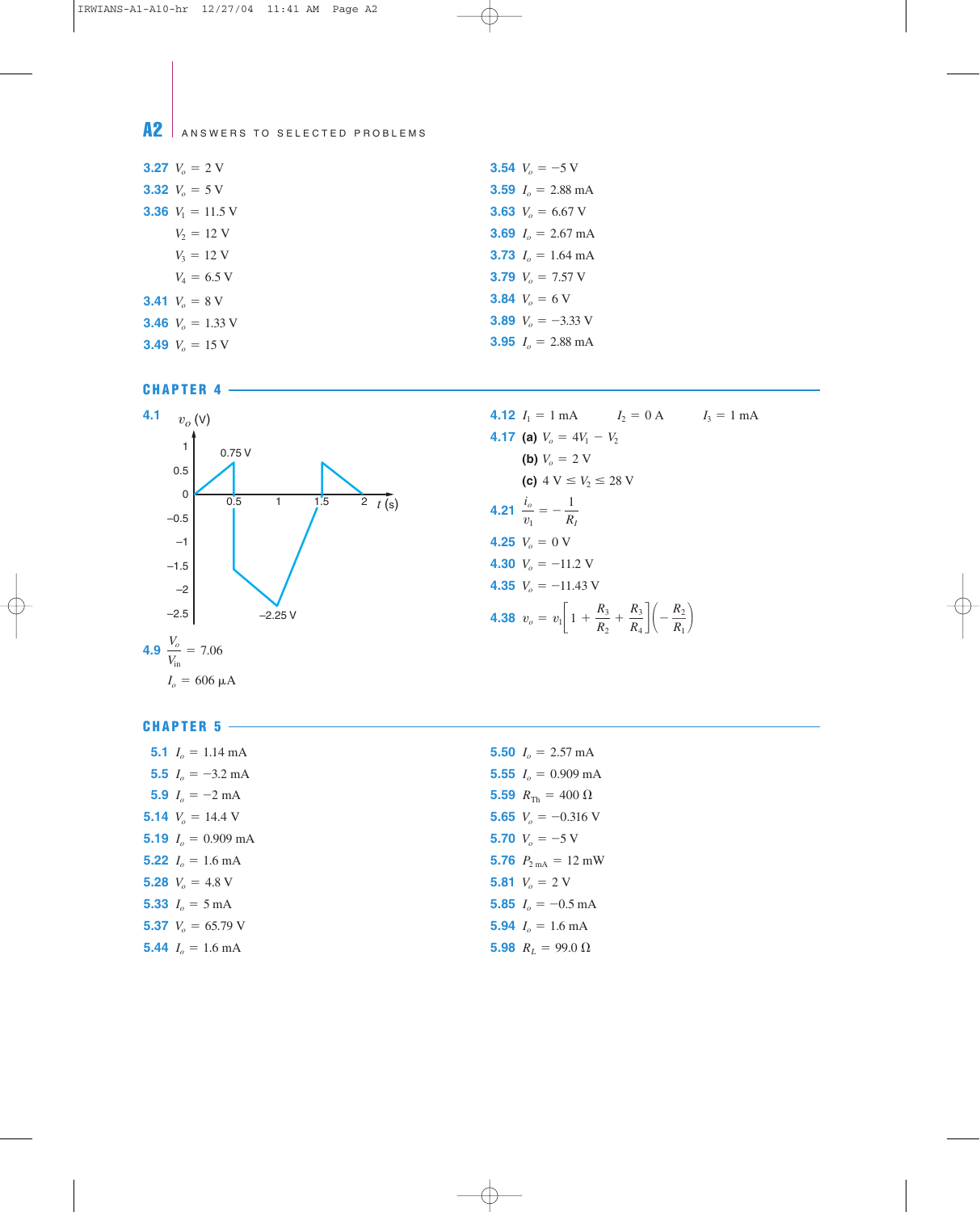## ANSWERS TO SELECTED PROBLEMS

**3.27** $V_o = 2$ V

**3.32** $V_o = 5$ V

**3.36** $V_1 = 11.5$ V
$V_2 = 12$ V
$V_3 = 12$ V
$V_4 = 6.5$ V

**3.41** $V_o = 8$ V

**3.46** $V_o = 1.33$ V

**3.49** $V_o = 15$ V

**3.54** $V_o = -5$ V

**3.59** $I_o = 2.88$ mA

**3.63** $V_o = 6.67$ V

**3.69** $I_o = 2.67$ mA

**3.73** $I_o = 1.64$ mA

**3.79** $V_o = 7.57$ V

**3.84** $V_o = 6$ V

**3.89** $V_o = -3.33$ V

**3.95** $I_o = 2.88$ mA

## CHAPTER 4

**4.1**

$v_o$ (V) vs. $t$ (s): 0.75 V at $t = 0.5$; −2.25 V at $t = 1$

**4.9** $\dfrac{V_o}{V_{in}} = 7.06$

$I_o = 606\ \mu$A

**4.12** $I_1 = 1$ mA $\quad I_2 = 0$ A $\quad I_3 = 1$ mA

**4.17** **(a)** $V_o = 4V_1 - V_2$

**(b)** $V_o = 2$ V

**(c)** $4\text{ V} \leq V_2 \leq 28\text{ V}$

**4.21** $\dfrac{i_o}{v_1} = -\dfrac{1}{R_I}$

**4.25** $V_o = 0$ V

**4.30** $V_o = -11.2$ V

**4.35** $V_o = -11.43$ V

**4.38** $v_o = v_1\left[1 + \dfrac{R_3}{R_2} + \dfrac{R_3}{R_4}\right]\left(-\dfrac{R_2}{R_1}\right)$

## CHAPTER 5

**5.1** $I_o = 1.14$ mA

**5.5** $I_o = -3.2$ mA

**5.9** $I_o = -2$ mA

**5.14** $V_o = 14.4$ V

**5.19** $I_o = 0.909$ mA

**5.22** $I_o = 1.6$ mA

**5.28** $V_o = 4.8$ V

**5.33** $I_o = 5$ mA

**5.37** $V_o = 65.79$ V

**5.44** $I_o = 1.6$ mA

**5.50** $I_o = 2.57$ mA

**5.55** $I_o = 0.909$ mA

**5.59** $R_{Th} = 400\ \Omega$

**5.65** $V_o = -0.316$ V

**5.70** $V_o = -5$ V

**5.76** $P_{2\text{ mA}} = 12$ mW

**5.81** $V_o = 2$ V

**5.85** $I_o = -0.5$ mA

**5.94** $I_o = 1.6$ mA

**5.98** $R_L = 99.0\ \Omega$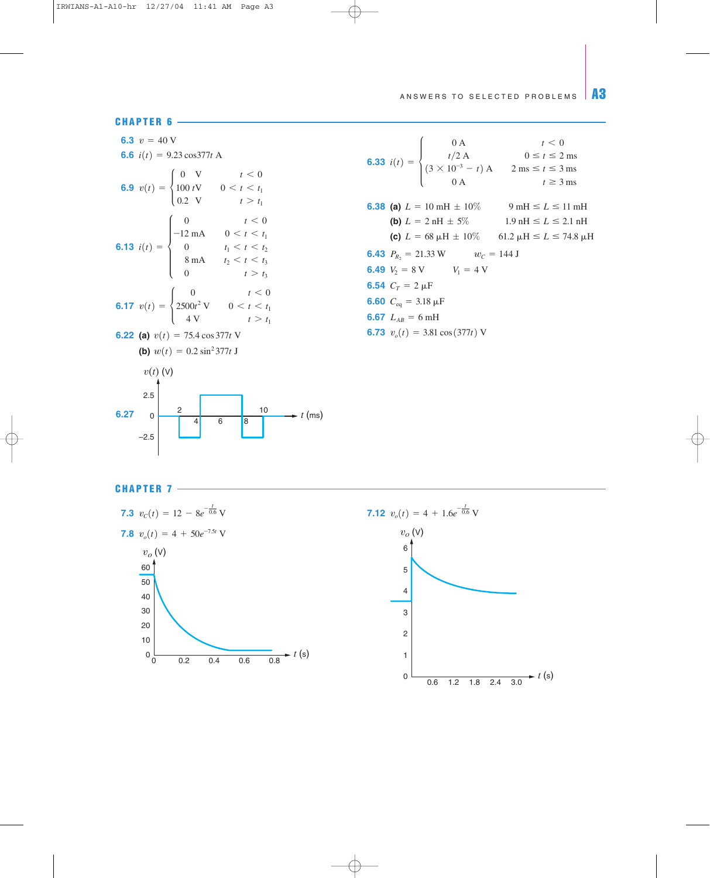## CHAPTER 6

**6.3** $v = 40$ V

**6.6** $i(t) = 9.23 \cos 377t$ A

**6.9**
$$v(t) = \begin{cases} 0 \text{ V} & t < 0 \\ 100\,t\text{V} & 0 < t < t_1 \\ 0.2 \text{ V} & t > t_1 \end{cases}$$

**6.13**
$$i(t) = \begin{cases} 0 & t < 0 \\ -12 \text{ mA} & 0 < t < t_1 \\ 0 & t_1 < t < t_2 \\ 8 \text{ mA} & t_2 < t < t_3 \\ 0 & t > t_3 \end{cases}$$

**6.17**
$$v(t) = \begin{cases} 0 & t < 0 \\ 2500t^2 \text{ V} & 0 < t < t_1 \\ 4 \text{ V} & t > t_1 \end{cases}$$

**6.22** **(a)** $v(t) = 75.4 \cos 377t$ V

**(b)** $w(t) = 0.2 \sin^2 377t$ J

**6.27**

**6.33**
$$i(t) = \begin{cases} 0 \text{ A} & t < 0 \\ t/2 \text{ A} & 0 \le t \le 2 \text{ ms} \\ (3 \times 10^{-3} - t) \text{ A} & 2 \text{ ms} \le t \le 3 \text{ ms} \\ 0 \text{ A} & t \ge 3 \text{ ms} \end{cases}$$

**6.38** **(a)** $L = 10$ mH $\pm$ 10% $\quad 9 \text{ mH} \le L \le 11 \text{ mH}$

**(b)** $L = 2$ nH $\pm$ 5% $\quad 1.9 \text{ nH} \le L \le 2.1 \text{ nH}$

**(c)** $L = 68$ μH $\pm$ 10% $\quad 61.2 \text{ μH} \le L \le 74.8 \text{ μH}$

**6.43** $P_{R_2} = 21.33$ W $\quad w_C = 144$ J

**6.49** $V_2 = 8$ V $\quad V_1 = 4$ V

**6.54** $C_T = 2$ μF

**6.60** $C_{eq} = 3.18$ μF

**6.67** $L_{AB} = 6$ mH

**6.73** $v_o(t) = 3.81 \cos(377t)$ V

## CHAPTER 7

**7.3** $v_C(t) = 12 - 8e^{-\frac{t}{0.6}}$ V

**7.8** $v_o(t) = 4 + 50e^{-7.5t}$ V

**7.12** $v_o(t) = 4 + 1.6e^{-\frac{t}{0.6}}$ V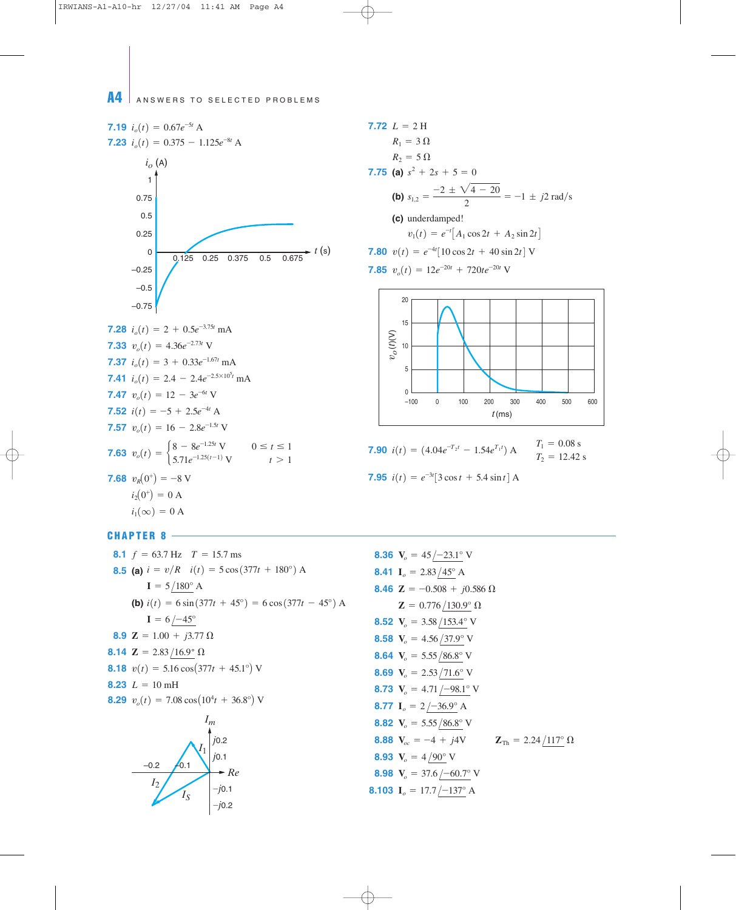**7.19** $i_o(t) = 0.67e^{-5t}$ A

**7.23** $i_o(t) = 0.375 - 1.125e^{-8t}$ A

**7.28** $i_o(t) = 2 + 0.5e^{-3.75t}$ mA

**7.33** $v_o(t) = 4.36e^{-2.73t}$ V

**7.37** $i_o(t) = 3 + 0.33e^{-1.67t}$ mA

**7.41** $i_o(t) = 2.4 - 2.4e^{-2.5\times10^5 t}$ mA

**7.47** $v_o(t) = 12 - 3e^{-6t}$ V

**7.52** $i(t) = -5 + 2.5e^{-4t}$ A

**7.57** $v_o(t) = 16 - 2.8e^{-1.5t}$ V

**7.63** $v_o(t) = \begin{cases} 8 - 8e^{-1.25t} \text{ V} & 0 \le t \le 1 \\ 5.71e^{-1.25(t-1)} \text{ V} & t > 1 \end{cases}$

**7.68** $v_R(0^+) = -8$ V

$i_2(0^+) = 0$ A

$i_1(\infty) = 0$ A

**7.72** $L = 2$ H

$R_1 = 3\ \Omega$

$R_2 = 5\ \Omega$

**7.75** **(a)** $s^2 + 2s + 5 = 0$

**(b)** $s_{1,2} = \dfrac{-2 \pm \sqrt{4 - 20}}{2} = -1 \pm j2$ rad/s

**(c)** underdamped!

$v_1(t) = e^{-t}[A_1 \cos 2t + A_2 \sin 2t]$

**7.80** $v(t) = e^{-4t}[10 \cos 2t + 40 \sin 2t]$ V

**7.85** $v_o(t) = 12e^{-20t} + 720te^{-20t}$ V

**7.90** $i(t) = (4.04e^{-T_2 t} - 1.54e^{T_1 t})$ A  $T_1 = 0.08$ s, $T_2 = 12.42$ s

**7.95** $i(t) = e^{-3t}[3 \cos t + 5.4 \sin t]$ A

## CHAPTER 8

**8.1** $f = 63.7$ Hz  $T = 15.7$ ms

**8.5** **(a)** $i = v/R$  $i(t) = 5\cos(377t + 180°)$ A

$\mathbf{I} = 5\angle 180°$ A

**(b)** $i(t) = 6\sin(377t + 45°) = 6\cos(377t - 45°)$ A

$\mathbf{I} = 6\angle -45°$

**8.9** $\mathbf{Z} = 1.00 + j3.77\ \Omega$

**8.14** $\mathbf{Z} = 2.83\angle 16.9°\ \Omega$

**8.18** $v(t) = 5.16\cos(377t + 45.1°)$ V

**8.23** $L = 10$ mH

**8.29** $v_o(t) = 7.08\cos(10^4 t + 36.8°)$ V

**8.36** $\mathbf{V}_o = 45\angle -23.1°$ V

**8.41** $\mathbf{I}_o = 2.83\angle 45°$ A

**8.46** $\mathbf{Z} = -0.508 + j0.586\ \Omega$

$\mathbf{Z} = 0.776\angle 130.9°\ \Omega$

**8.52** $\mathbf{V}_o = 3.58\angle 153.4°$ V

**8.58** $\mathbf{V}_o = 4.56\angle 37.9°$ V

**8.64** $\mathbf{V}_o = 5.55\angle 86.8°$ V

**8.69** $\mathbf{V}_o = 2.53\angle 71.6°$ V

**8.73** $\mathbf{V}_o = 4.71\angle -98.1°$ V

**8.77** $\mathbf{I}_o = 2\angle -36.9°$ A

**8.82** $\mathbf{V}_o = 5.55\angle 86.8°$ V

**8.88** $\mathbf{V}_{oc} = -4 + j4$V  $\mathbf{Z}_{Th} = 2.24\angle 117°\ \Omega$

**8.93** $\mathbf{V}_o = 4\angle 90°$ V

**8.98** $\mathbf{V}_o = 37.6\angle -60.7°$ V

**8.103** $\mathbf{I}_o = 17.7\angle -137°$ A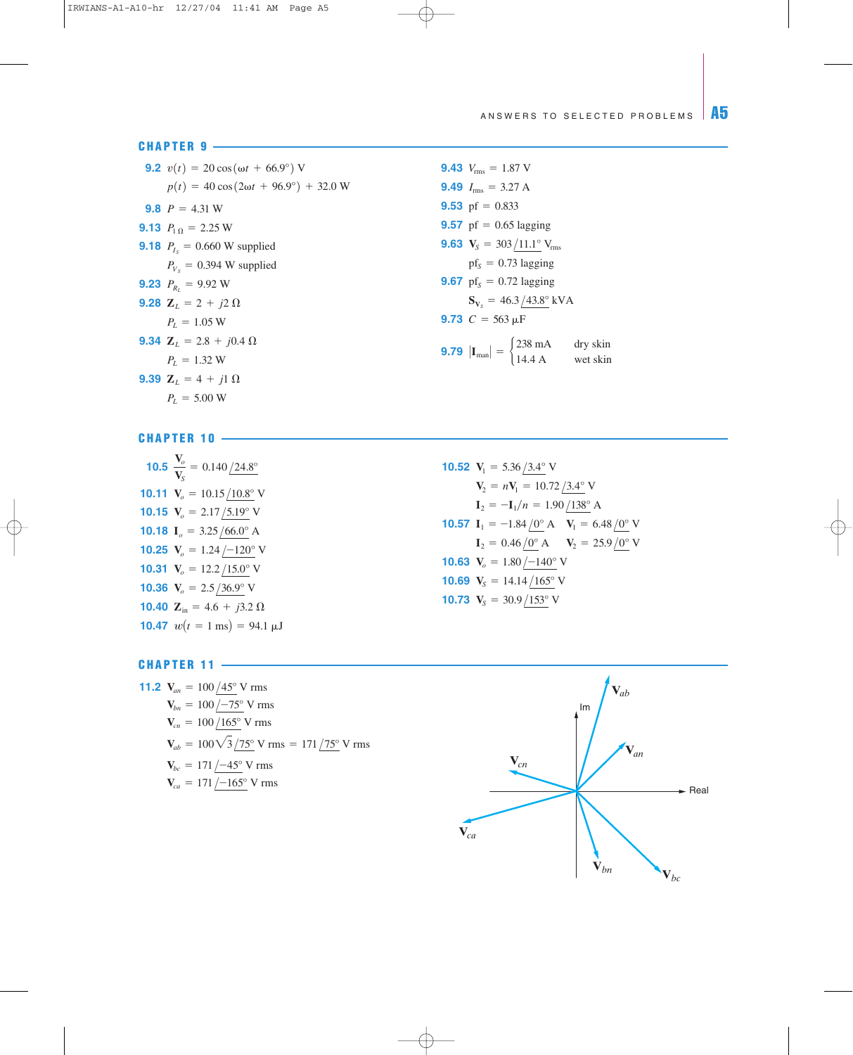## CHAPTER 9

**9.2** $v(t) = 20\cos(\omega t + 66.9°)$ V

$p(t) = 40\cos(2\omega t + 96.9°) + 32.0$ W

**9.8** $P = 4.31$ W

**9.13** $P_{1\,\Omega} = 2.25$ W

**9.18** $P_{I_S} = 0.660$ W supplied

$P_{V_S} = 0.394$ W supplied

**9.23** $P_{R_L} = 9.92$ W

**9.28** $\mathbf{Z}_L = 2 + j2\ \Omega$

$P_L = 1.05$ W

**9.34** $\mathbf{Z}_L = 2.8 + j0.4\ \Omega$

$P_L = 1.32$ W

**9.39** $\mathbf{Z}_L = 4 + j1\ \Omega$

$P_L = 5.00$ W

**9.43** $V_{rms} = 1.87$ V

**9.49** $I_{rms} = 3.27$ A

**9.53** pf $= 0.833$

**9.57** pf $= 0.65$ lagging

**9.63** $\mathbf{V}_S = 303\,\angle 11.1°\ V_{rms}$

$\text{pf}_S = 0.73$ lagging

**9.67** $\text{pf}_S = 0.72$ lagging

$\mathbf{S}_{V_S} = 46.3\,\angle 43.8°$ kVA

**9.73** $C = 563\ \mu$F

**9.79** $|\mathbf{I}_{man}| = \begin{cases} 238 \text{ mA} & \text{dry skin} \\ 14.4 \text{ A} & \text{wet skin} \end{cases}$

## CHAPTER 10

**10.5** $\dfrac{\mathbf{V}_o}{\mathbf{V}_S} = 0.140\,\angle 24.8°$

**10.11** $\mathbf{V}_o = 10.15\,\angle 10.8°$ V

**10.15** $\mathbf{V}_o = 2.17\,\angle 5.19°$ V

**10.18** $\mathbf{I}_o = 3.25\,\angle 66.0°$ A

**10.25** $\mathbf{V}_o = 1.24\,\angle -120°$ V

**10.31** $\mathbf{V}_o = 12.2\,\angle 15.0°$ V

**10.36** $\mathbf{V}_o = 2.5\,\angle 36.9°$ V

**10.40** $\mathbf{Z}_{in} = 4.6 + j3.2\ \Omega$

**10.47** $w(t = 1 \text{ ms}) = 94.1\ \mu$J

**10.52** $\mathbf{V}_1 = 5.36\,\angle 3.4°$ V

$\mathbf{V}_2 = n\mathbf{V}_1 = 10.72\,\angle 3.4°$ V

$\mathbf{I}_2 = -\mathbf{I}_1/n = 1.90\,\angle 138°$ A

**10.57** $\mathbf{I}_1 = -1.84\,\angle 0°$ A $\quad \mathbf{V}_1 = 6.48\,\angle 0°$ V

$\mathbf{I}_2 = 0.46\,\angle 0°$ A $\quad \mathbf{V}_2 = 25.9\,\angle 0°$ V

**10.63** $\mathbf{V}_o = 1.80\,\angle -140°$ V

**10.69** $\mathbf{V}_S = 14.14\,\angle 165°$ V

**10.73** $\mathbf{V}_S = 30.9\,\angle 153°$ V

## CHAPTER 11

**11.2** $\mathbf{V}_{an} = 100\,\angle 45°$ V rms

$\mathbf{V}_{bn} = 100\,\angle -75°$ V rms

$\mathbf{V}_{cn} = 100\,\angle 165°$ V rms

$\mathbf{V}_{ab} = 100\sqrt{3}\,\angle 75°$ V rms $= 171\,\angle 75°$ V rms

$\mathbf{V}_{bc} = 171\,\angle -45°$ V rms

$\mathbf{V}_{ca} = 171\,\angle -165°$ V rms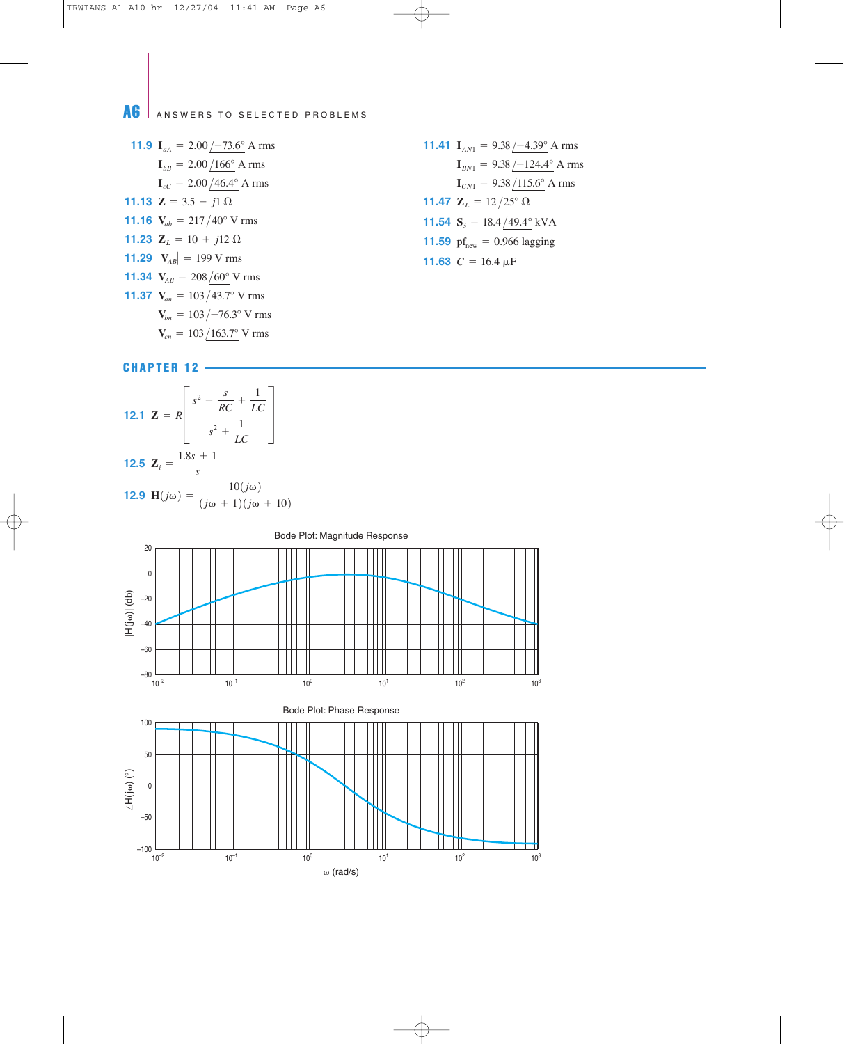**11.9** $\mathbf{I}_{aA} = 2.00\angle -73.6°$ A rms

$\mathbf{I}_{bB} = 2.00\angle 166°$ A rms

$\mathbf{I}_{cC} = 2.00\angle 46.4°$ A rms

**11.13** $\mathbf{Z} = 3.5 - j1\ \Omega$

**11.16** $\mathbf{V}_{ab} = 217\angle 40°$ V rms

**11.23** $\mathbf{Z}_L = 10 + j12\ \Omega$

**11.29** $|\mathbf{V}_{AB}| = 199$ V rms

**11.34** $\mathbf{V}_{AB} = 208\angle 60°$ V rms

**11.37** $\mathbf{V}_{an} = 103\angle 43.7°$ V rms

$\mathbf{V}_{bn} = 103\angle -76.3°$ V rms

$\mathbf{V}_{cn} = 103\angle 163.7°$ V rms

**11.41** $\mathbf{I}_{AN1} = 9.38\angle -4.39°$ A rms

$\mathbf{I}_{BN1} = 9.38\angle -124.4°$ A rms

$\mathbf{I}_{CN1} = 9.38\angle 115.6°$ A rms

**11.47** $\mathbf{Z}_L = 12\angle 25°\ \Omega$

**11.54** $\mathbf{S}_3 = 18.4\angle 49.4°$ kVA

**11.59** $\text{pf}_{\text{new}} = 0.966$ lagging

**11.63** $C = 16.4\ \mu\text{F}$

## CHAPTER 12

**12.1** $\mathbf{Z} = R\left[\dfrac{s^2 + \dfrac{s}{RC} + \dfrac{1}{LC}}{s^2 + \dfrac{1}{LC}}\right]$

**12.5** $\mathbf{Z}_i = \dfrac{1.8s + 1}{s}$

**12.9** $\mathbf{H}(j\omega) = \dfrac{10(j\omega)}{(j\omega + 1)(j\omega + 10)}$

Bode Plot: Magnitude Response

Bode Plot: Phase Response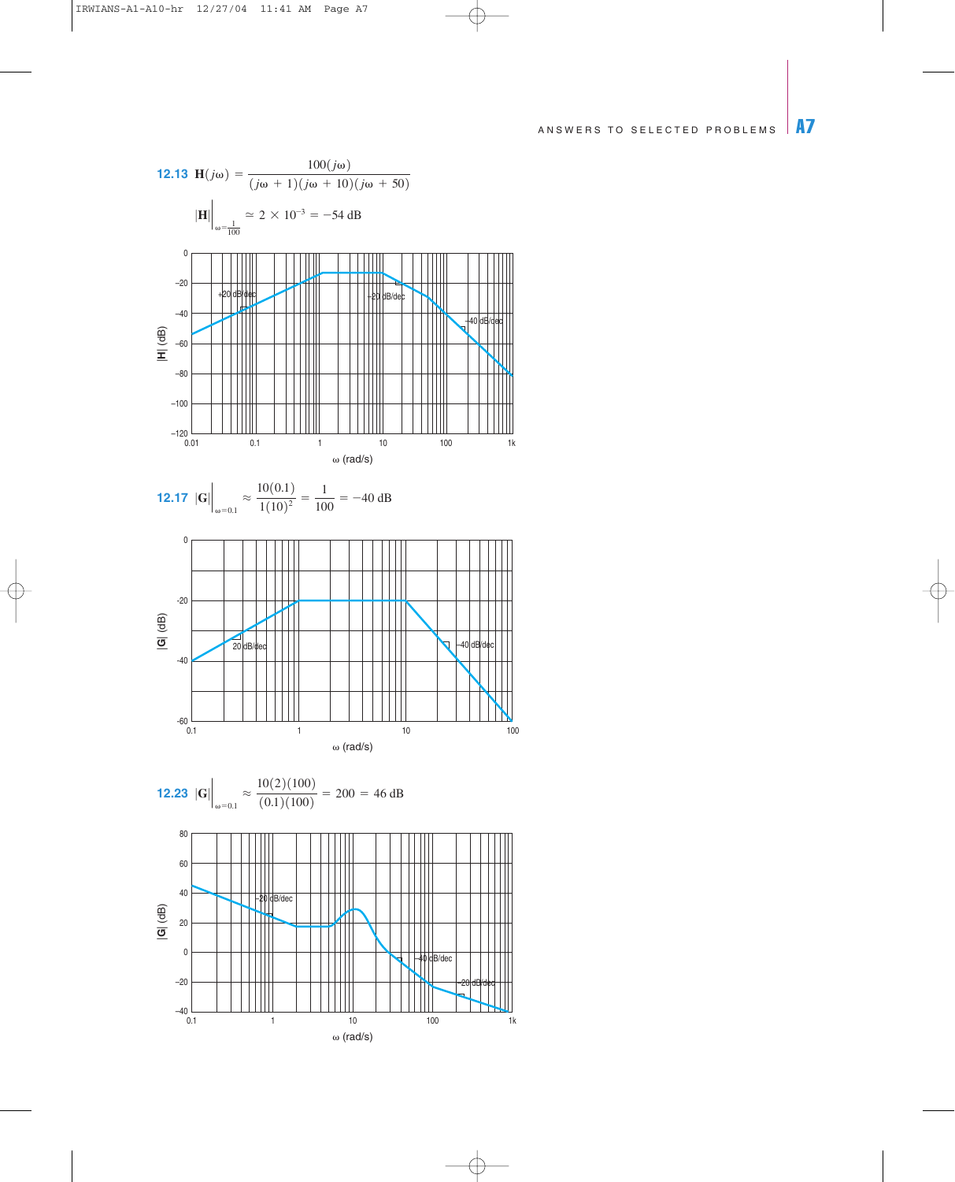**12.13** $\mathbf{H}(j\omega) = \dfrac{100(j\omega)}{(j\omega + 1)(j\omega + 10)(j\omega + 50)}$

$$|\mathbf{H}|\Big|_{\omega=\frac{1}{100}} \simeq 2 \times 10^{-3} = -54 \text{ dB}$$

**12.17** $|\mathbf{G}|\Big|_{\omega=0.1} \approx \dfrac{10(0.1)}{1(10)^2} = \dfrac{1}{100} = -40 \text{ dB}$

**12.23** $|\mathbf{G}|\Big|_{\omega=0.1} \approx \dfrac{10(2)(100)}{(0.1)(100)} = 200 = 46 \text{ dB}$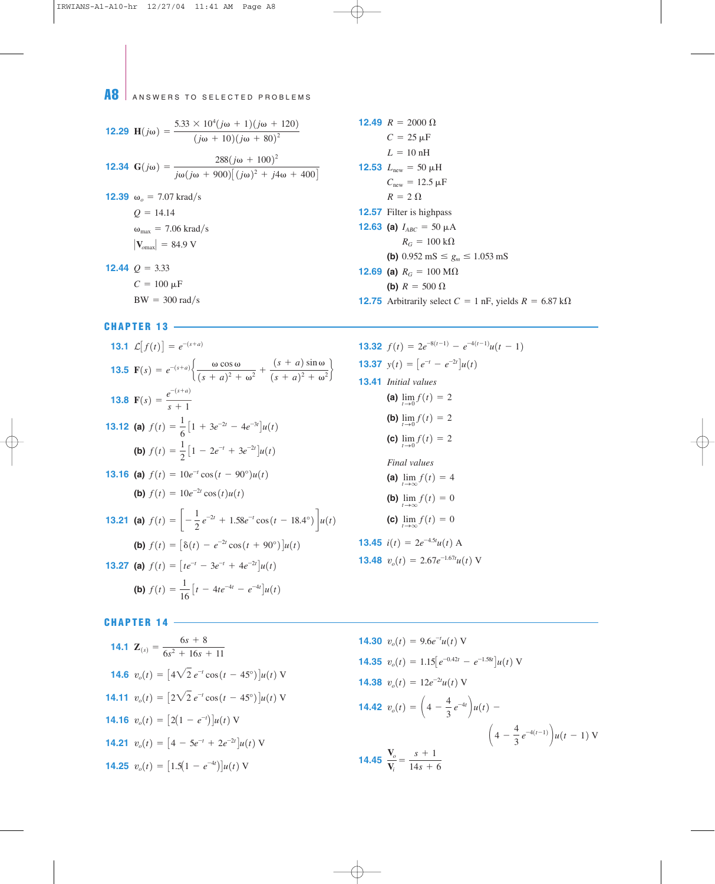**12.29** $\mathbf{H}(j\omega) = \dfrac{5.33 \times 10^4 (j\omega + 1)(j\omega + 120)}{(j\omega + 10)(j\omega + 80)^2}$

**12.34** $\mathbf{G}(j\omega) = \dfrac{288(j\omega + 100)^2}{j\omega(j\omega + 900)[(j\omega)^2 + j4\omega + 400]}$

**12.39** $\omega_o = 7.07$ krad/s
$Q = 14.14$
$\omega_{max} = 7.06$ krad/s
$|\mathbf{V}_{omax}| = 84.9$ V

**12.44** $Q = 3.33$
$C = 100\ \mu$F
BW $= 300$ rad/s

**12.49** $R = 2000\ \Omega$
$C = 25\ \mu$F
$L = 10$ nH

**12.53** $L_{new} = 50\ \mu$H
$C_{new} = 12.5\ \mu$F
$R = 2\ \Omega$

**12.57** Filter is highpass

**12.63** **(a)** $I_{ABC} = 50\ \mu$A
$R_G = 100$ k$\Omega$
**(b)** $0.952$ mS $\leq g_m \leq 1.053$ mS

**12.69** **(a)** $R_G = 100$ M$\Omega$
**(b)** $R = 500\ \Omega$

**12.75** Arbitrarily select $C = 1$ nF, yields $R = 6.87$ k$\Omega$

## CHAPTER 13

**13.1** $\mathcal{L}[f(t)] = e^{-(s+a)}$

**13.5** $\mathbf{F}(s) = e^{-(s+a)}\left\{\dfrac{\omega \cos \omega}{(s + a)^2 + \omega^2} + \dfrac{(s + a)\sin \omega}{(s + a)^2 + \omega^2}\right\}$

**13.8** $\mathbf{F}(s) = \dfrac{e^{-(s+a)}}{s + 1}$

**13.12** **(a)** $f(t) = \dfrac{1}{6}[1 + 3e^{-2t} - 4e^{-3t}]u(t)$
**(b)** $f(t) = \dfrac{1}{2}[1 - 2e^{-t} + 3e^{-2t}]u(t)$

**13.16** **(a)** $f(t) = 10e^{-t}\cos(t - 90°)u(t)$
**(b)** $f(t) = 10e^{-2t}\cos(t)u(t)$

**13.21** **(a)** $f(t) = \left[-\dfrac{1}{2}e^{-2t} + 1.58e^{-t}\cos(t - 18.4°)\right]u(t)$
**(b)** $f(t) = [\delta(t) - e^{-2t}\cos(t + 90°)]u(t)$

**13.27** **(a)** $f(t) = [te^{-t} - 3e^{-t} + 4e^{-2t}]u(t)$
**(b)** $f(t) = \dfrac{1}{16}[t - 4te^{-4t} - e^{-4t}]u(t)$

**13.32** $f(t) = 2e^{-8(t-1)} - e^{-4(t-1)}u(t - 1)$

**13.37** $y(t) = [e^{-t} - e^{-2t}]u(t)$

**13.41** *Initial values*
**(a)** $\lim_{t\to 0} f(t) = 2$
**(b)** $\lim_{t\to 0} f(t) = 2$
**(c)** $\lim_{t\to 0} f(t) = 2$

*Final values*
**(a)** $\lim_{t\to \infty} f(t) = 4$
**(b)** $\lim_{t\to \infty} f(t) = 0$
**(c)** $\lim_{t\to \infty} f(t) = 0$

**13.45** $i(t) = 2e^{-4.5t}u(t)$ A

**13.48** $v_o(t) = 2.67e^{-1.67t}u(t)$ V

## CHAPTER 14

**14.1** $\mathbf{Z}_{(s)} = \dfrac{6s + 8}{6s^2 + 16s + 11}$

**14.6** $v_o(t) = [4\sqrt{2}\,e^{-t}\cos(t - 45°)]u(t)$ V

**14.11** $v_o(t) = [2\sqrt{2}\,e^{-t}\cos(t - 45°)]u(t)$ V

**14.16** $v_o(t) = [2(1 - e^{-t})]u(t)$ V

**14.21** $v_o(t) = [4 - 5e^{-t} + 2e^{-2t}]u(t)$ V

**14.25** $v_o(t) = [1.5(1 - e^{-4t})]u(t)$ V

**14.30** $v_o(t) = 9.6e^{-t}u(t)$ V

**14.35** $v_o(t) = 1.15[e^{-0.42t} - e^{-1.58t}]u(t)$ V

**14.38** $v_o(t) = 12e^{-2t}u(t)$ V

**14.42** $v_o(t) = \left(4 - \dfrac{4}{3}e^{-4t}\right)u(t) - \left(4 - \dfrac{4}{3}e^{-4(t-1)}\right)u(t - 1)$ V

**14.45** $\dfrac{\mathbf{V}_o}{\mathbf{V}_i} = \dfrac{s + 1}{14s + 6}$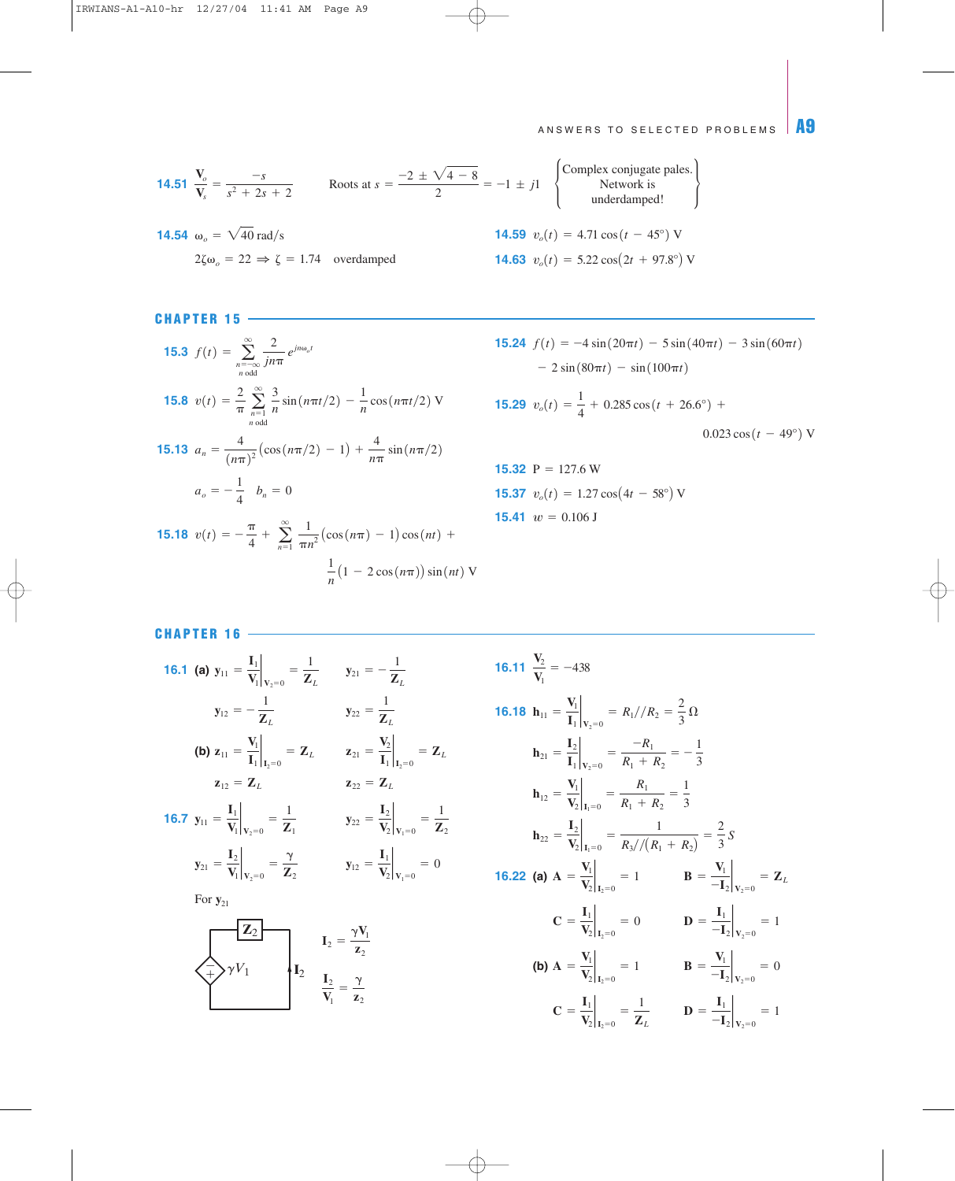**14.51** $\dfrac{\mathbf{V}_o}{\mathbf{V}_s} = \dfrac{-s}{s^2 + 2s + 2}$  Roots at $s = \dfrac{-2 \pm \sqrt{4-8}}{2} = -1 \pm j1$ $\left\{\begin{array}{c}\text{Complex conjugate pales.} \\ \text{Network is} \\ \text{underdamped!}\end{array}\right\}$

**14.54** $\omega_o = \sqrt{40}$ rad/s

$2\zeta\omega_o = 22 \Rightarrow \zeta = 1.74$  overdamped

**14.59** $v_o(t) = 4.71\cos(t - 45°)$ V

**14.63** $v_o(t) = 5.22\cos(2t + 97.8°)$ V

## CHAPTER 15

**15.3** $f(t) = \displaystyle\sum_{\substack{n=-\infty \\ n \text{ odd}}}^{\infty} \frac{2}{jn\pi} e^{jn\omega_o t}$

**15.8** $v(t) = \dfrac{2}{\pi} \displaystyle\sum_{\substack{n=1 \\ n \text{ odd}}}^{\infty} \frac{3}{n}\sin(n\pi t/2) - \frac{1}{n}\cos(n\pi t/2)$ V

**15.13** $a_n = \dfrac{4}{(n\pi)^2}(\cos(n\pi/2) - 1) + \dfrac{4}{n\pi}\sin(n\pi/2)$

$a_o = -\dfrac{1}{4}$  $b_n = 0$

**15.18** $v(t) = -\dfrac{\pi}{4} + \displaystyle\sum_{n=1}^{\infty} \frac{1}{\pi n^2}(\cos(n\pi) - 1)\cos(nt) +$

$\dfrac{1}{n}(1 - 2\cos(n\pi))\sin(nt)$ V

**15.24** $f(t) = -4\sin(20\pi t) - 5\sin(40\pi t) - 3\sin(60\pi t)$

$- 2\sin(80\pi t) - \sin(100\pi t)$

**15.29** $v_o(t) = \dfrac{1}{4} + 0.285\cos(t + 26.6°) +$

$0.023\cos(t - 49°)$ V

**15.32** P = 127.6 W

**15.37** $v_o(t) = 1.27\cos(4t - 58°)$ V

**15.41** $w = 0.106$ J

## CHAPTER 16

**16.1** **(a)** $\mathbf{y}_{11} = \left.\dfrac{\mathbf{I}_1}{\mathbf{V}_1}\right|_{\mathbf{V}_2=0} = \dfrac{1}{\mathbf{Z}_L}$  $\mathbf{y}_{21} = -\dfrac{1}{\mathbf{Z}_L}$

$\mathbf{y}_{12} = -\dfrac{1}{\mathbf{Z}_L}$  $\mathbf{y}_{22} = \dfrac{1}{\mathbf{Z}_L}$

**(b)** $\mathbf{z}_{11} = \left.\dfrac{\mathbf{V}_1}{\mathbf{I}_1}\right|_{\mathbf{I}_2=0} = \mathbf{Z}_L$  $\mathbf{z}_{21} = \left.\dfrac{\mathbf{V}_2}{\mathbf{I}_1}\right|_{\mathbf{I}_2=0} = \mathbf{Z}_L$

$\mathbf{z}_{12} = \mathbf{Z}_L$  $\mathbf{z}_{22} = \mathbf{Z}_L$

**16.7** $\mathbf{y}_{11} = \left.\dfrac{\mathbf{I}_1}{\mathbf{V}_1}\right|_{\mathbf{V}_2=0} = \dfrac{1}{\mathbf{Z}_1}$  $\mathbf{y}_{22} = \left.\dfrac{\mathbf{I}_2}{\mathbf{V}_2}\right|_{\mathbf{V}_1=0} = \dfrac{1}{\mathbf{Z}_2}$

$\mathbf{y}_{21} = \left.\dfrac{\mathbf{I}_2}{\mathbf{V}_1}\right|_{\mathbf{V}_2=0} = \dfrac{\gamma}{\mathbf{Z}_2}$  $\mathbf{y}_{12} = \left.\dfrac{\mathbf{I}_1}{\mathbf{V}_2}\right|_{\mathbf{V}_1=0} = 0$

For $\mathbf{y}_{21}$

$\mathbf{I}_2 = \dfrac{\gamma \mathbf{V}_1}{\mathbf{z}_2}$

$\dfrac{\mathbf{I}_2}{\mathbf{V}_1} = \dfrac{\gamma}{\mathbf{z}_2}$

**16.11** $\dfrac{\mathbf{V}_2}{\mathbf{V}_1} = -438$

**16.18** $\mathbf{h}_{11} = \left.\dfrac{\mathbf{V}_1}{\mathbf{I}_1}\right|_{\mathbf{V}_2=0} = R_1//R_2 = \dfrac{2}{3}\,\Omega$

$\mathbf{h}_{21} = \left.\dfrac{\mathbf{I}_2}{\mathbf{I}_1}\right|_{\mathbf{V}_2=0} = \dfrac{-R_1}{R_1 + R_2} = -\dfrac{1}{3}$

$\mathbf{h}_{12} = \left.\dfrac{\mathbf{V}_1}{\mathbf{V}_2}\right|_{\mathbf{I}_1=0} = \dfrac{R_1}{R_1 + R_2} = \dfrac{1}{3}$

$\mathbf{h}_{22} = \left.\dfrac{\mathbf{I}_2}{\mathbf{V}_2}\right|_{\mathbf{I}_1=0} = \dfrac{1}{R_3//(R_1 + R_2)} = \dfrac{2}{3}\,S$

**16.22** **(a)** $\mathbf{A} = \left.\dfrac{\mathbf{V}_1}{\mathbf{V}_2}\right|_{\mathbf{I}_2=0} = 1$  $\mathbf{B} = \left.\dfrac{\mathbf{V}_1}{-\mathbf{I}_2}\right|_{\mathbf{V}_2=0} = \mathbf{Z}_L$

$\mathbf{C} = \left.\dfrac{\mathbf{I}_1}{\mathbf{V}_2}\right|_{\mathbf{I}_2=0} = 0$  $\mathbf{D} = \left.\dfrac{\mathbf{I}_1}{-\mathbf{I}_2}\right|_{\mathbf{V}_2=0} = 1$

**(b)** $\mathbf{A} = \left.\dfrac{\mathbf{V}_1}{\mathbf{V}_2}\right|_{\mathbf{I}_2=0} = 1$  $\mathbf{B} = \left.\dfrac{\mathbf{V}_1}{-\mathbf{I}_2}\right|_{\mathbf{V}_2=0} = 0$

$\mathbf{C} = \left.\dfrac{\mathbf{I}_1}{\mathbf{V}_2}\right|_{\mathbf{I}_2=0} = \dfrac{1}{\mathbf{Z}_L}$  $\mathbf{D} = \left.\dfrac{\mathbf{I}_1}{-\mathbf{I}_2}\right|_{\mathbf{V}_2=0} = 1$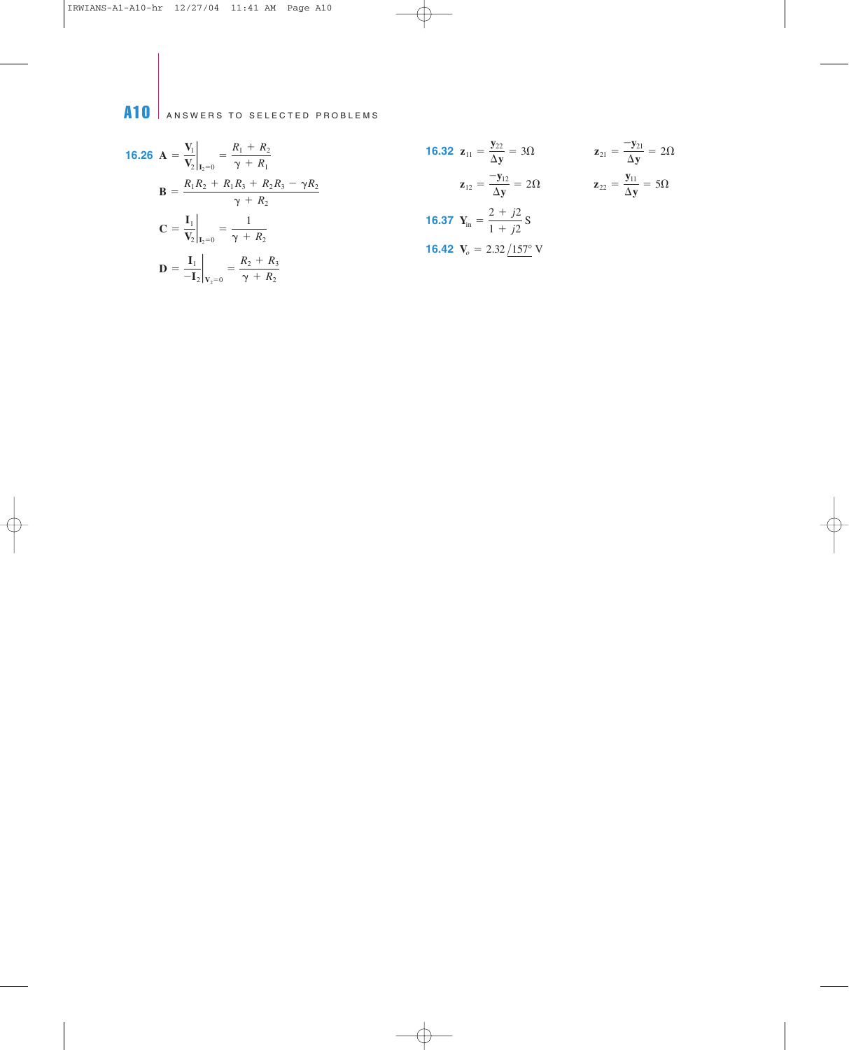## ANSWERS TO SELECTED PROBLEMS

**16.26** $\mathbf{A} = \left.\dfrac{\mathbf{V}_1}{\mathbf{V}_2}\right|_{\mathbf{I}_2=0} = \dfrac{R_1 + R_2}{\gamma + R_1}$

$\mathbf{B} = \dfrac{R_1R_2 + R_1R_3 + R_2R_3 - \gamma R_2}{\gamma + R_2}$

$\mathbf{C} = \left.\dfrac{\mathbf{I}_1}{\mathbf{V}_2}\right|_{\mathbf{I}_2=0} = \dfrac{1}{\gamma + R_2}$

$\mathbf{D} = \left.\dfrac{\mathbf{I}_1}{-\mathbf{I}_2}\right|_{\mathbf{V}_2=0} = \dfrac{R_2 + R_3}{\gamma + R_2}$

**16.32** $\mathbf{z}_{11} = \dfrac{\mathbf{y}_{22}}{\Delta\mathbf{y}} = 3\Omega$ $\quad$ $\mathbf{z}_{21} = \dfrac{-\mathbf{y}_{21}}{\Delta\mathbf{y}} = 2\Omega$

$\mathbf{z}_{12} = \dfrac{-\mathbf{y}_{12}}{\Delta\mathbf{y}} = 2\Omega$ $\quad$ $\mathbf{z}_{22} = \dfrac{\mathbf{y}_{11}}{\Delta\mathbf{y}} = 5\Omega$

**16.37** $\mathbf{Y}_{in} = \dfrac{2 + j2}{1 + j2}\text{ S}$

**16.42** $\mathbf{V}_o = 2.32\,\angle 157^\circ\text{ V}$